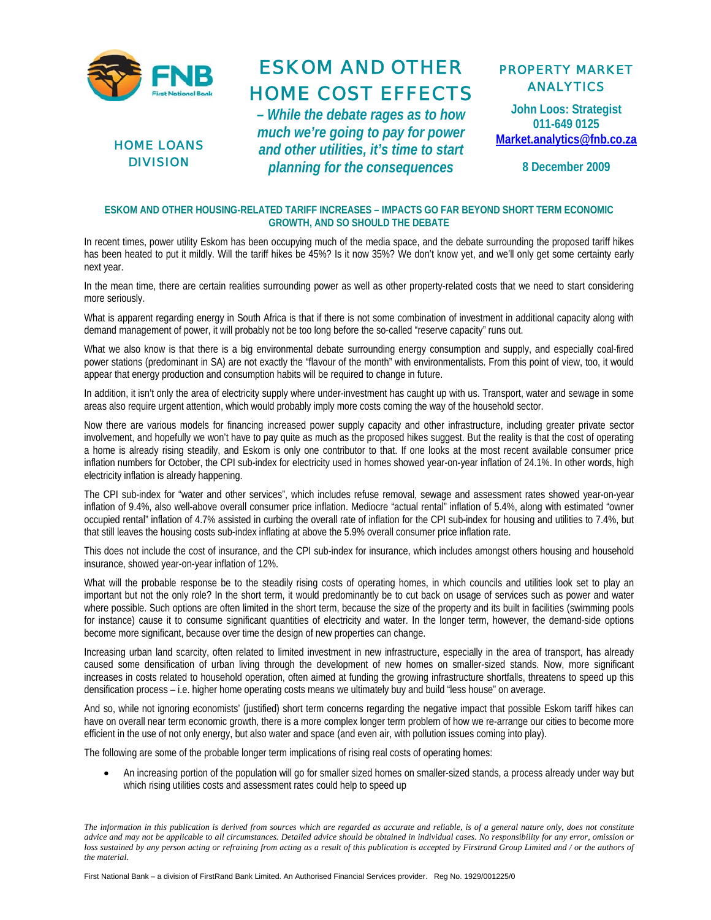FNB

HOME LOANS DIVISION

# ESKOM AND OTHER HOME COST EFFECTS

***– While the debate rages as to how much we're going to pay for power and other utilities, it's time to start planning for the consequences***

## PROPERTY MARKET ANALYTICS

**John Loos: Strategist**
**011-649 0125**
**Market.analytics@fnb.co.za**

**8 December 2009**

### ESKOM AND OTHER HOUSING-RELATED TARIFF INCREASES – IMPACTS GO FAR BEYOND SHORT TERM ECONOMIC GROWTH, AND SO SHOULD THE DEBATE

In recent times, power utility Eskom has been occupying much of the media space, and the debate surrounding the proposed tariff hikes has been heated to put it mildly. Will the tariff hikes be 45%? Is it now 35%? We don't know yet, and we'll only get some certainty early next year.

In the mean time, there are certain realities surrounding power as well as other property-related costs that we need to start considering more seriously.

What is apparent regarding energy in South Africa is that if there is not some combination of investment in additional capacity along with demand management of power, it will probably not be too long before the so-called "reserve capacity" runs out.

What we also know is that there is a big environmental debate surrounding energy consumption and supply, and especially coal-fired power stations (predominant in SA) are not exactly the "flavour of the month" with environmentalists. From this point of view, too, it would appear that energy production and consumption habits will be required to change in future.

In addition, it isn't only the area of electricity supply where under-investment has caught up with us. Transport, water and sewage in some areas also require urgent attention, which would probably imply more costs coming the way of the household sector.

Now there are various models for financing increased power supply capacity and other infrastructure, including greater private sector involvement, and hopefully we won't have to pay quite as much as the proposed hikes suggest. But the reality is that the cost of operating a home is already rising steadily, and Eskom is only one contributor to that. If one looks at the most recent available consumer price inflation numbers for October, the CPI sub-index for electricity used in homes showed year-on-year inflation of 24.1%. In other words, high electricity inflation is already happening.

The CPI sub-index for "water and other services", which includes refuse removal, sewage and assessment rates showed year-on-year inflation of 9.4%, also well-above overall consumer price inflation. Mediocre "actual rental" inflation of 5.4%, along with estimated "owner occupied rental" inflation of 4.7% assisted in curbing the overall rate of inflation for the CPI sub-index for housing and utilities to 7.4%, but that still leaves the housing costs sub-index inflating at above the 5.9% overall consumer price inflation rate.

This does not include the cost of insurance, and the CPI sub-index for insurance, which includes amongst others housing and household insurance, showed year-on-year inflation of 12%.

What will the probable response be to the steadily rising costs of operating homes, in which councils and utilities look set to play an important but not the only role? In the short term, it would predominantly be to cut back on usage of services such as power and water where possible. Such options are often limited in the short term, because the size of the property and its built in facilities (swimming pools for instance) cause it to consume significant quantities of electricity and water. In the longer term, however, the demand-side options become more significant, because over time the design of new properties can change.

Increasing urban land scarcity, often related to limited investment in new infrastructure, especially in the area of transport, has already caused some densification of urban living through the development of new homes on smaller-sized stands. Now, more significant increases in costs related to household operation, often aimed at funding the growing infrastructure shortfalls, threatens to speed up this densification process – i.e. higher home operating costs means we ultimately buy and build "less house" on average.

And so, while not ignoring economists' (justified) short term concerns regarding the negative impact that possible Eskom tariff hikes can have on overall near term economic growth, there is a more complex longer term problem of how we re-arrange our cities to become more efficient in the use of not only energy, but also water and space (and even air, with pollution issues coming into play).

The following are some of the probable longer term implications of rising real costs of operating homes:

- An increasing portion of the population will go for smaller sized homes on smaller-sized stands, a process already under way but which rising utilities costs and assessment rates could help to speed up

*The information in this publication is derived from sources which are regarded as accurate and reliable, is of a general nature only, does not constitute advice and may not be applicable to all circumstances. Detailed advice should be obtained in individual cases. No responsibility for any error, omission or loss sustained by any person acting or refraining from acting as a result of this publication is accepted by Firstrand Group Limited and / or the authors of the material.*

First National Bank – a division of FirstRand Bank Limited. An Authorised Financial Services provider. Reg No. 1929/001225/0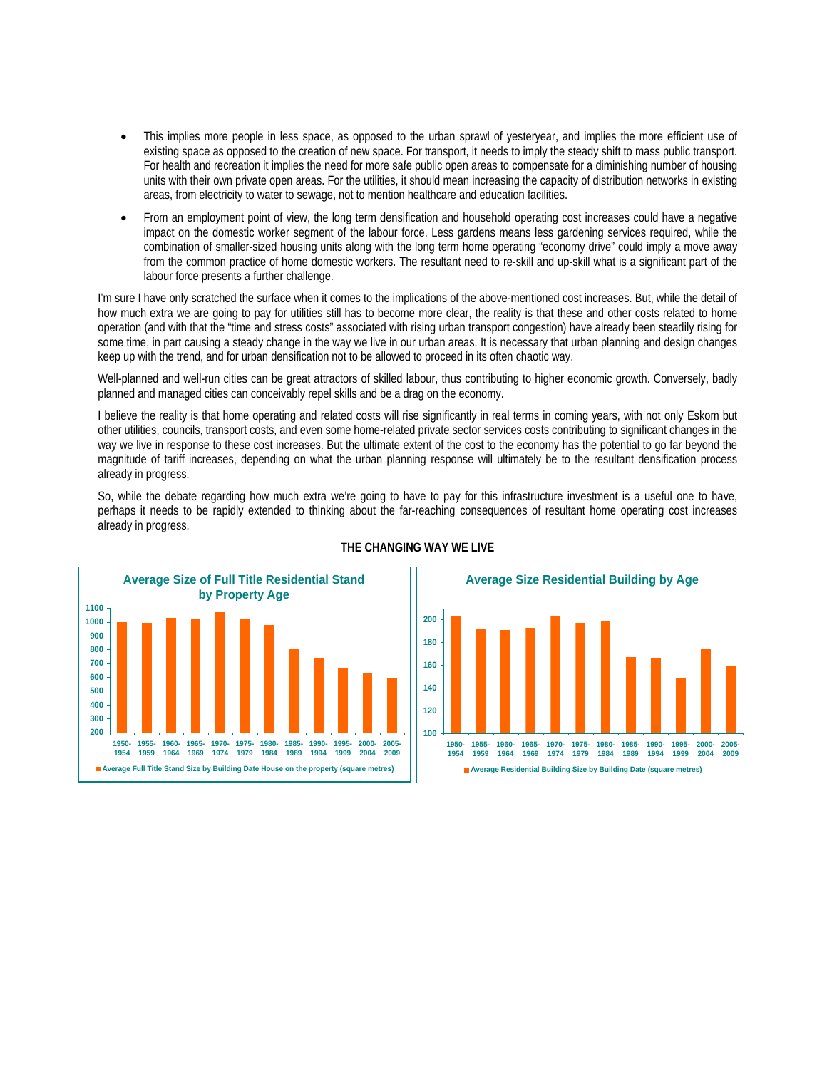- This implies more people in less space, as opposed to the urban sprawl of yesteryear, and implies the more efficient use of existing space as opposed to the creation of new space. For transport, it needs to imply the steady shift to mass public transport. For health and recreation it implies the need for more safe public open areas to compensate for a diminishing number of housing units with their own private open areas. For the utilities, it should mean increasing the capacity of distribution networks in existing areas, from electricity to water to sewage, not to mention healthcare and education facilities.
- From an employment point of view, the long term densification and household operating cost increases could have a negative impact on the domestic worker segment of the labour force. Less gardens means less gardening services required, while the combination of smaller-sized housing units along with the long term home operating "economy drive" could imply a move away from the common practice of home domestic workers. The resultant need to re-skill and up-skill what is a significant part of the labour force presents a further challenge.

I'm sure I have only scratched the surface when it comes to the implications of the above-mentioned cost increases. But, while the detail of how much extra we are going to pay for utilities still has to become more clear, the reality is that these and other costs related to home operation (and with that the "time and stress costs" associated with rising urban transport congestion) have already been steadily rising for some time, in part causing a steady change in the way we live in our urban areas. It is necessary that urban planning and design changes keep up with the trend, and for urban densification not to be allowed to proceed in its often chaotic way.

Well-planned and well-run cities can be great attractors of skilled labour, thus contributing to higher economic growth. Conversely, badly planned and managed cities can conceivably repel skills and be a drag on the economy.

I believe the reality is that home operating and related costs will rise significantly in real terms in coming years, with not only Eskom but other utilities, councils, transport costs, and even some home-related private sector services costs contributing to significant changes in the way we live in response to these cost increases. But the ultimate extent of the cost to the economy has the potential to go far beyond the magnitude of tariff increases, depending on what the urban planning response will ultimately be to the resultant densification process already in progress.

So, while the debate regarding how much extra we're going to have to pay for this infrastructure investment is a useful one to have, perhaps it needs to be rapidly extended to thinking about the far-reaching consequences of resultant home operating cost increases already in progress.

**THE CHANGING WAY WE LIVE**

Average Size of Full Title Residential Stand by Property Age

1100
1000
900
800
700
600
500
400
300
200

1950-1954 1955-1959 1960-1964 1965-1969 1970-1974 1975-1979 1980-1984 1985-1989 1990-1994 1995-1999 2000-2004 2005-2009

Average Full Title Stand Size by Building Date House on the property (square metres)

Average Size Residential Building by Age

200
180
160
140
120
100

1950-1954 1955-1959 1960-1964 1965-1969 1970-1974 1975-1979 1980-1984 1985-1989 1990-1994 1995-1999 2000-2004 2005-2009

Average Residential Building Size by Building Date (square metres)